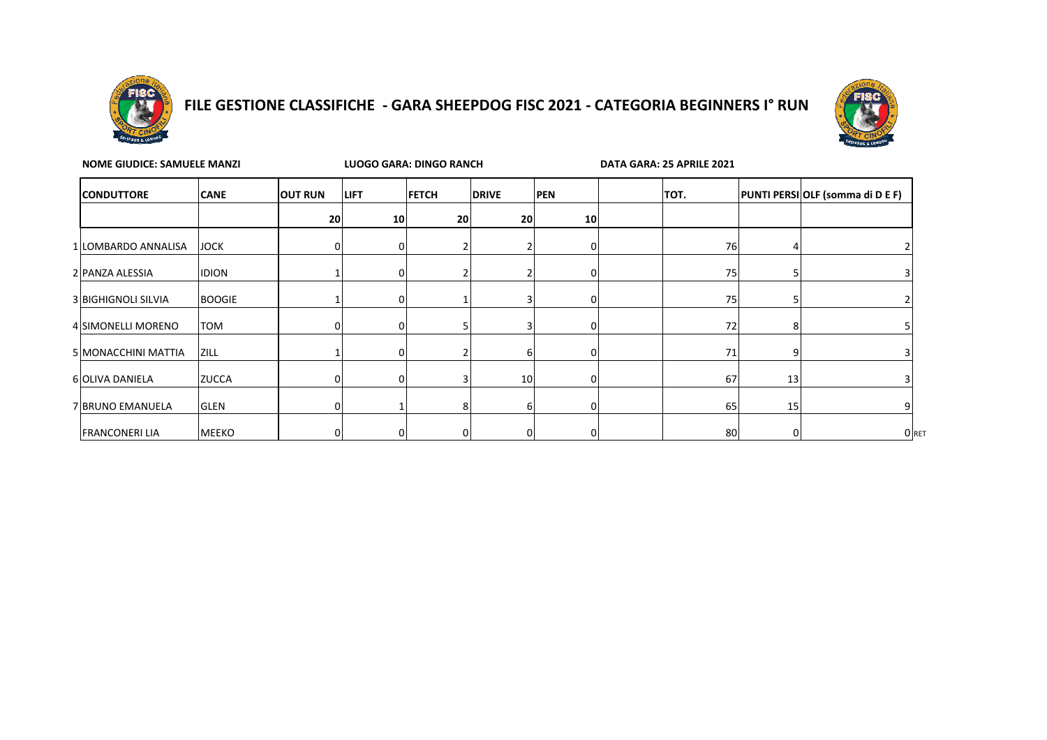# FILE GESTIONE CLASSIFICHE - GARA SHEEPDOG FISC 2021 - CATEGORIA BEGINNERS I° RUN

**NOME GIUDICE: SAMUELE MANZI** **LUOGO GARA: DINGO RANCH** **DATA GARA: 25 APRILE 2021**

| | CONDUTTORE | CANE | OUT RUN | LIFT | FETCH | DRIVE | PEN | | TOT. | PUNTI PERSI | OLF (somma di D E F) | |
|---|---|---|---|---|---|---|---|---|---|---|---|---|
| | | | 20 | 10 | 20 | 20 | 10 | | | | | |
| 1 | LOMBARDO ANNALISA | JOCK | 0 | 0 | 2 | 2 | 0 | | 76 | 4 | 2 | |
| 2 | PANZA ALESSIA | IDION | 1 | 0 | 2 | 2 | 0 | | 75 | 5 | 3 | |
| 3 | BIGHIGNOLI SILVIA | BOOGIE | 1 | 0 | 1 | 3 | 0 | | 75 | 5 | 2 | |
| 4 | SIMONELLI MORENO | TOM | 0 | 0 | 5 | 3 | 0 | | 72 | 8 | 5 | |
| 5 | MONACCHINI MATTIA | ZILL | 1 | 0 | 2 | 6 | 0 | | 71 | 9 | 3 | |
| 6 | OLIVA DANIELA | ZUCCA | 0 | 0 | 3 | 10 | 0 | | 67 | 13 | 3 | |
| 7 | BRUNO EMANUELA | GLEN | 0 | 1 | 8 | 6 | 0 | | 65 | 15 | 9 | |
| | FRANCONERI LIA | MEEKO | 0 | 0 | 0 | 0 | 0 | | 80 | 0 | 0 | RET |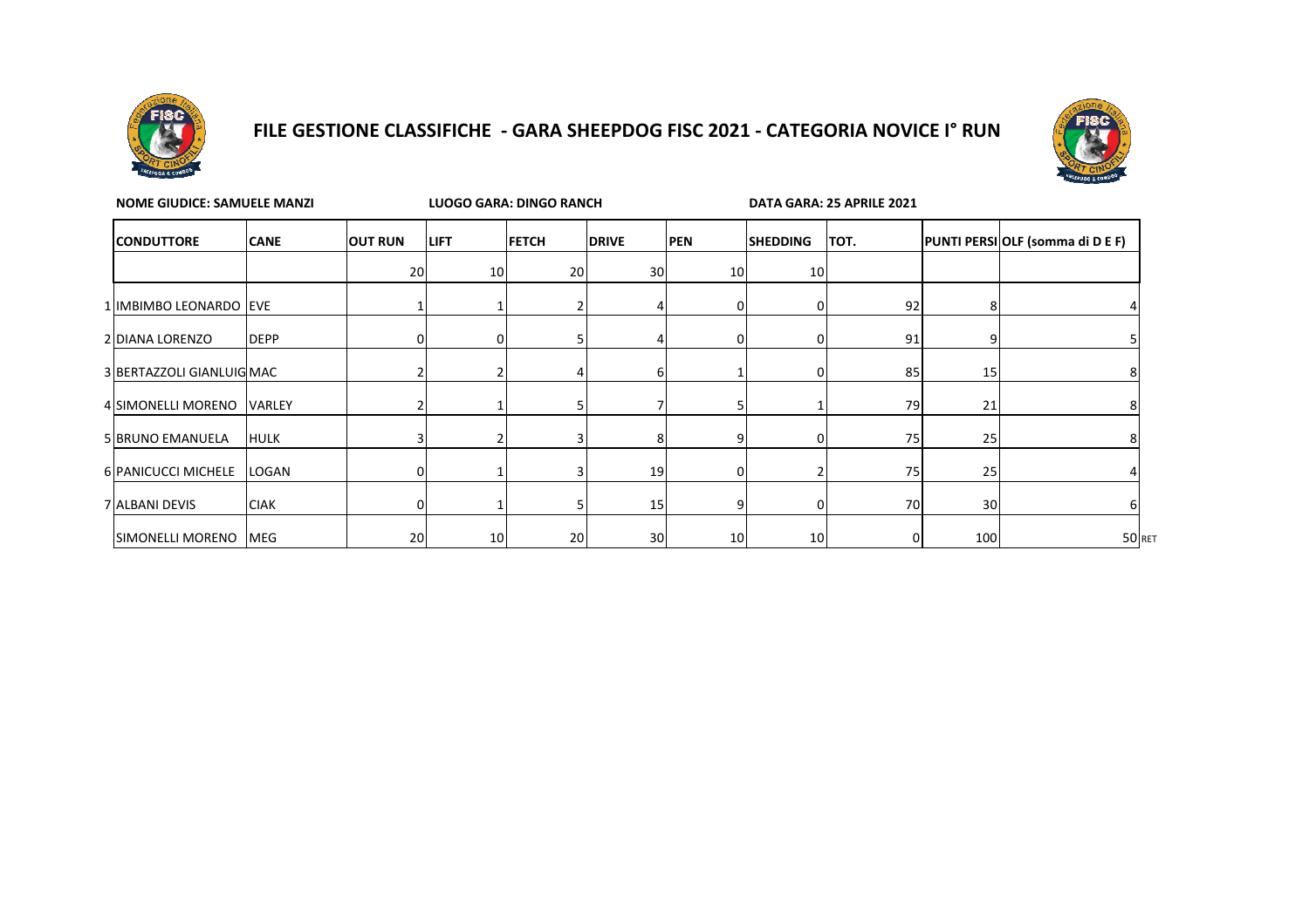# FILE GESTIONE CLASSIFICHE - GARA SHEEPDOG FISC 2021 - CATEGORIA NOVICE I° RUN

**NOME GIUDICE: SAMUELE MANZI** **LUOGO GARA: DINGO RANCH** **DATA GARA: 25 APRILE 2021**

| | CONDUTTORE | CANE | OUT RUN | LIFT | FETCH | DRIVE | PEN | SHEDDING | TOT. | PUNTI PERSI | OLF (somma di D E F) | |
|---|---|---|---|---|---|---|---|---|---|---|---|---|
| | | | 20 | 10 | 20 | 30 | 10 | 10 | | | | |
| 1 | IMBIMBO LEONARDO | EVE | 1 | 1 | 2 | 4 | 0 | 0 | 92 | 8 | 4 | |
| 2 | DIANA LORENZO | DEPP | 0 | 0 | 5 | 4 | 0 | 0 | 91 | 9 | 5 | |
| 3 | BERTAZZOLI GIANLUIG | MAC | 2 | 2 | 4 | 6 | 1 | 0 | 85 | 15 | 8 | |
| 4 | SIMONELLI MORENO | VARLEY | 2 | 1 | 5 | 7 | 5 | 1 | 79 | 21 | 8 | |
| 5 | BRUNO EMANUELA | HULK | 3 | 2 | 3 | 8 | 9 | 0 | 75 | 25 | 8 | |
| 6 | PANICUCCI MICHELE | LOGAN | 0 | 1 | 3 | 19 | 0 | 2 | 75 | 25 | 4 | |
| 7 | ALBANI DEVIS | CIAK | 0 | 1 | 5 | 15 | 9 | 0 | 70 | 30 | 6 | |
| | SIMONELLI MORENO | MEG | 20 | 10 | 20 | 30 | 10 | 10 | 0 | 100 | 50 | RET |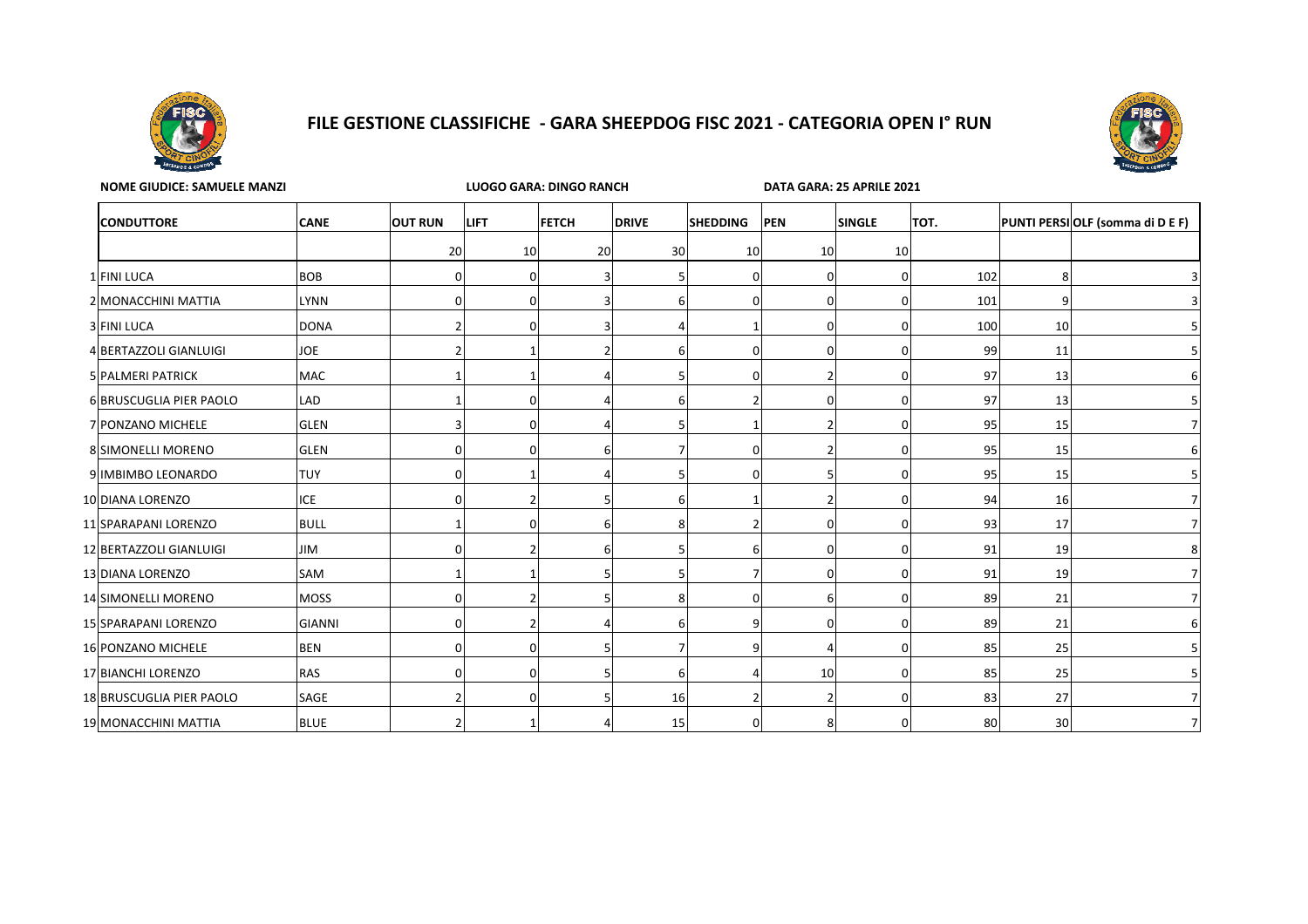# FILE GESTIONE CLASSIFICHE - GARA SHEEPDOG FISC 2021 - CATEGORIA OPEN I° RUN

**NOME GIUDICE: SAMUELE MANZI** | **LUOGO GARA: DINGO RANCH** | **DATA GARA: 25 APRILE 2021**

| | CONDUTTORE | CANE | OUT RUN | LIFT | FETCH | DRIVE | SHEDDING | PEN | SINGLE | TOT. | PUNTI PERSI | OLF (somma di D E F) |
|---|---|---|---|---|---|---|---|---|---|---|---|---|
| | | | 20 | 10 | 20 | 30 | 10 | 10 | 10 | | | |
| 1 | FINI LUCA | BOB | 0 | 0 | 3 | 5 | 0 | 0 | 0 | 102 | 8 | 3 |
| 2 | MONACCHINI MATTIA | LYNN | 0 | 0 | 3 | 6 | 0 | 0 | 0 | 101 | 9 | 3 |
| 3 | FINI LUCA | DONA | 2 | 0 | 3 | 4 | 1 | 0 | 0 | 100 | 10 | 5 |
| 4 | BERTAZZOLI GIANLUIGI | JOE | 2 | 1 | 2 | 6 | 0 | 0 | 0 | 99 | 11 | 5 |
| 5 | PALMERI PATRICK | MAC | 1 | 1 | 4 | 5 | 0 | 2 | 0 | 97 | 13 | 6 |
| 6 | BRUSCUGLIA PIER PAOLO | LAD | 1 | 0 | 4 | 6 | 2 | 0 | 0 | 97 | 13 | 5 |
| 7 | PONZANO MICHELE | GLEN | 3 | 0 | 4 | 5 | 1 | 2 | 0 | 95 | 15 | 7 |
| 8 | SIMONELLI MORENO | GLEN | 0 | 0 | 6 | 7 | 0 | 2 | 0 | 95 | 15 | 6 |
| 9 | IMBIMBO LEONARDO | TUY | 0 | 1 | 4 | 5 | 0 | 5 | 0 | 95 | 15 | 5 |
| 10 | DIANA LORENZO | ICE | 0 | 2 | 5 | 6 | 1 | 2 | 0 | 94 | 16 | 7 |
| 11 | SPARAPANI LORENZO | BULL | 1 | 0 | 6 | 8 | 2 | 0 | 0 | 93 | 17 | 7 |
| 12 | BERTAZZOLI GIANLUIGI | JIM | 0 | 2 | 6 | 5 | 6 | 0 | 0 | 91 | 19 | 8 |
| 13 | DIANA LORENZO | SAM | 1 | 1 | 5 | 5 | 7 | 0 | 0 | 91 | 19 | 7 |
| 14 | SIMONELLI MORENO | MOSS | 0 | 2 | 5 | 8 | 0 | 6 | 0 | 89 | 21 | 7 |
| 15 | SPARAPANI LORENZO | GIANNI | 0 | 2 | 4 | 6 | 9 | 0 | 0 | 89 | 21 | 6 |
| 16 | PONZANO MICHELE | BEN | 0 | 0 | 5 | 7 | 9 | 4 | 0 | 85 | 25 | 5 |
| 17 | BIANCHI LORENZO | RAS | 0 | 0 | 5 | 6 | 4 | 10 | 0 | 85 | 25 | 5 |
| 18 | BRUSCUGLIA PIER PAOLO | SAGE | 2 | 0 | 5 | 16 | 2 | 2 | 0 | 83 | 27 | 7 |
| 19 | MONACCHINI MATTIA | BLUE | 2 | 1 | 4 | 15 | 0 | 8 | 0 | 80 | 30 | 7 |